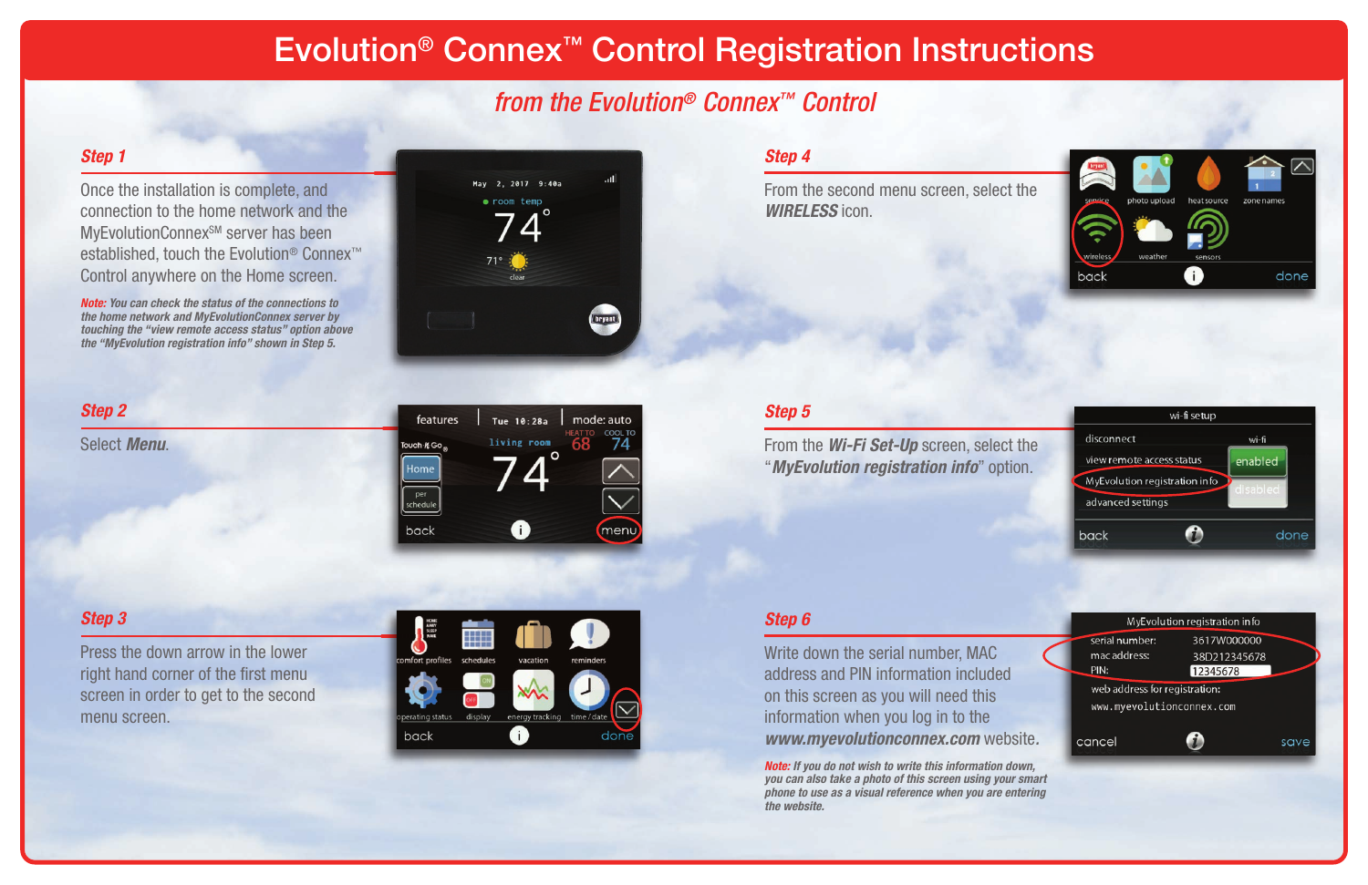# Evolution® Connex™ Control Registration Instructions

## *from the Evolution® Connex™ Control*

### *Step 1*

Once the installation is complete, and connection to the home network and the MyEvolutionConnex℠ server has been established, touch the Evolution® Connex™ Control anywhere on the Home screen.

***Note:** You can check the status of the connections to the home network and MyEvolutionConnex server by touching the "view remote access status" option above the "MyEvolution registration info" shown in Step 5.*

### *Step 2*

Select ***Menu***.

### *Step 3*

Press the down arrow in the lower right hand corner of the first menu screen in order to get to the second menu screen.

### *Step 4*

From the second menu screen, select the ***WIRELESS*** icon.

### *Step 5*

From the ***Wi-Fi Set-Up*** screen, select the "***MyEvolution registration info***" option.

### *Step 6*

Write down the serial number, MAC address and PIN information included on this screen as you will need this information when you log in to the ***www.myevolutionconnex.com*** website.

***Note:** If you do not wish to write this information down, you can also take a photo of this screen using your smart phone to use as a visual reference when you are entering the website.*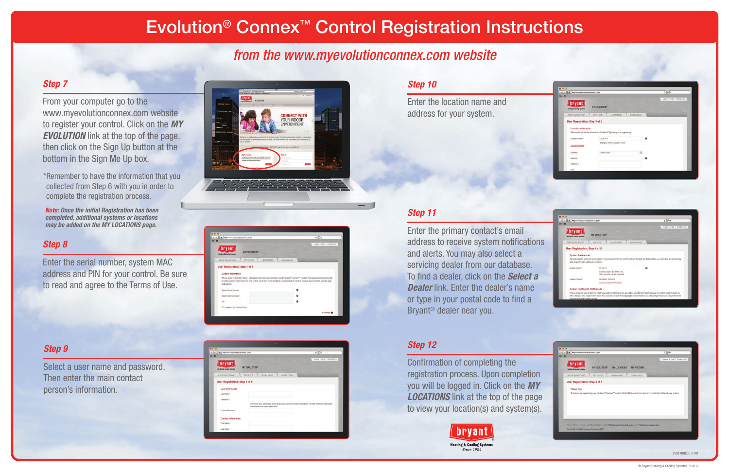# Evolution® Connex™ Control Registration Instructions

## *from the www.myevolutionconnex.com website*

### Step 7

From your computer go to the www.myevolutionconnex.com website to register your control. Click on the ***MY EVOLUTION*** link at the top of the page, then click on the Sign Up button at the bottom in the Sign Me Up box.

*Remember to have the information that you collected from Step 6 with you in order to complete the registration process.

***Note:** Once the initial Registration has been completed, additional systems or locations may be added on the MY LOCATIONS page.*

### Step 8

Enter the serial number, system MAC address and PIN for your control. Be sure to read and agree to the Terms of Use.

### Step 9

Select a user name and password. Then enter the main contact person's information.

### Step 10

Enter the location name and address for your system.

### Step 11

Enter the primary contact's email address to receive system notifications and alerts. You may also select a servicing dealer from our database. To find a dealer, click on the ***Select a Dealer*** link. Enter the dealer's name or type in your postal code to find a Bryant® dealer near you.

### Step 12

Confirmation of completing the registration process. Upon completion you will be logged in. Click on the ***MY LOCATIONS*** link at the top of the page to view your location(s) and system(s).

bryant®
Heating & Cooling Systems
Since 1904

SYSTXBBECC-01R1

© Bryant Heating & Cooling Systems 9-2017